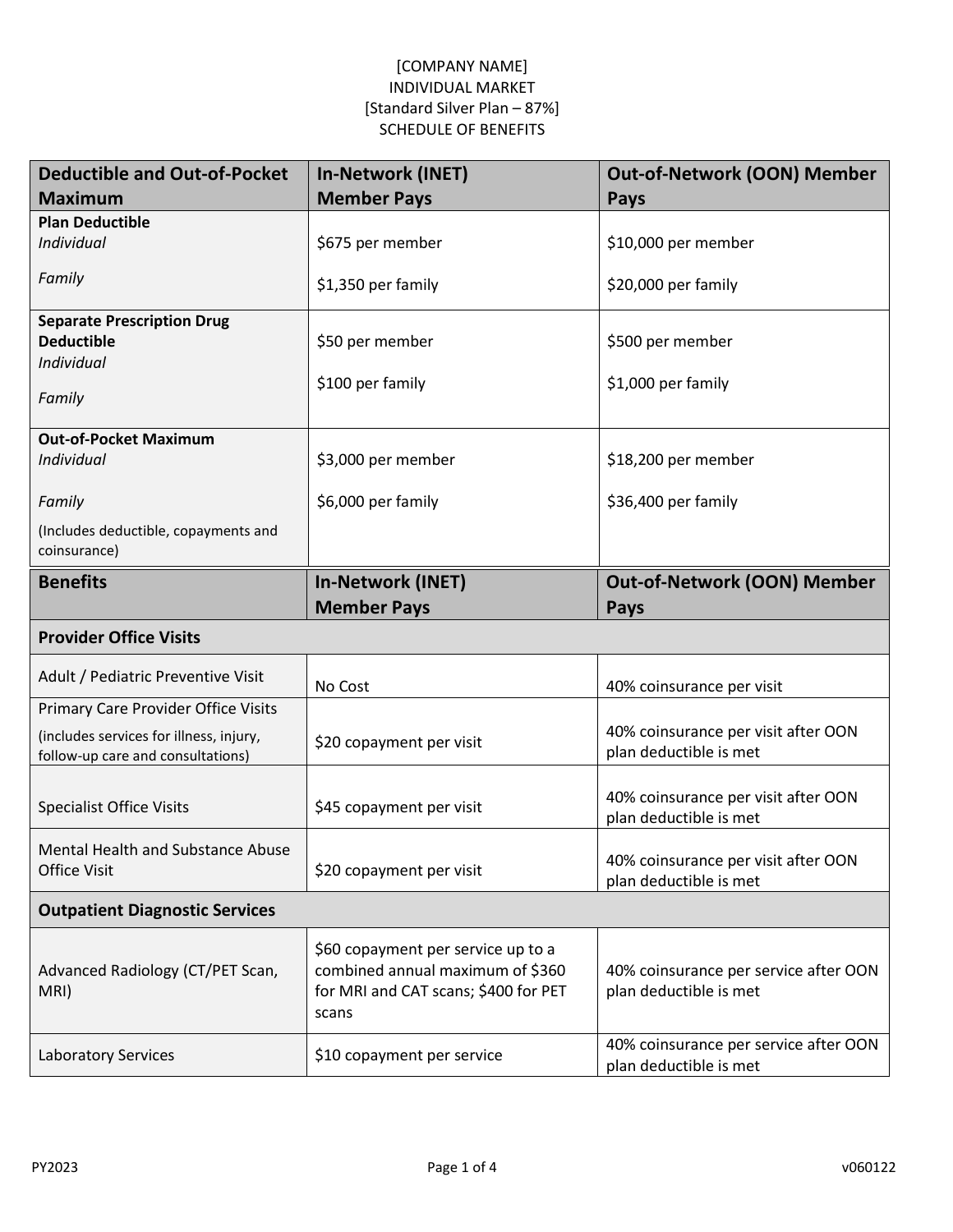[COMPANY NAME]
INDIVIDUAL MARKET
[Standard Silver Plan – 87%]
SCHEDULE OF BENEFITS

| Deductible and Out-of-Pocket Maximum | In-Network (INET) Member Pays | Out-of-Network (OON) Member Pays |
|---|---|---|
| **Plan Deductible** *Individual* *Family* | $675 per member $1,350 per family | $10,000 per member $20,000 per family |
| **Separate Prescription Drug Deductible** *Individual* *Family* | $50 per member $100 per family | $500 per member $1,000 per family |
| **Out-of-Pocket Maximum** *Individual* *Family* (Includes deductible, copayments and coinsurance) | $3,000 per member $6,000 per family | $18,200 per member $36,400 per family |

| Benefits | In-Network (INET) Member Pays | Out-of-Network (OON) Member Pays |
|---|---|---|
| **Provider Office Visits** | | |
| Adult / Pediatric Preventive Visit | No Cost | 40% coinsurance per visit |
| Primary Care Provider Office Visits (includes services for illness, injury, follow-up care and consultations) | $20 copayment per visit | 40% coinsurance per visit after OON plan deductible is met |
| Specialist Office Visits | $45 copayment per visit | 40% coinsurance per visit after OON plan deductible is met |
| Mental Health and Substance Abuse Office Visit | $20 copayment per visit | 40% coinsurance per visit after OON plan deductible is met |
| **Outpatient Diagnostic Services** | | |
| Advanced Radiology (CT/PET Scan, MRI) | $60 copayment per service up to a combined annual maximum of $360 for MRI and CAT scans; $400 for PET scans | 40% coinsurance per service after OON plan deductible is met |
| Laboratory Services | $10 copayment per service | 40% coinsurance per service after OON plan deductible is met |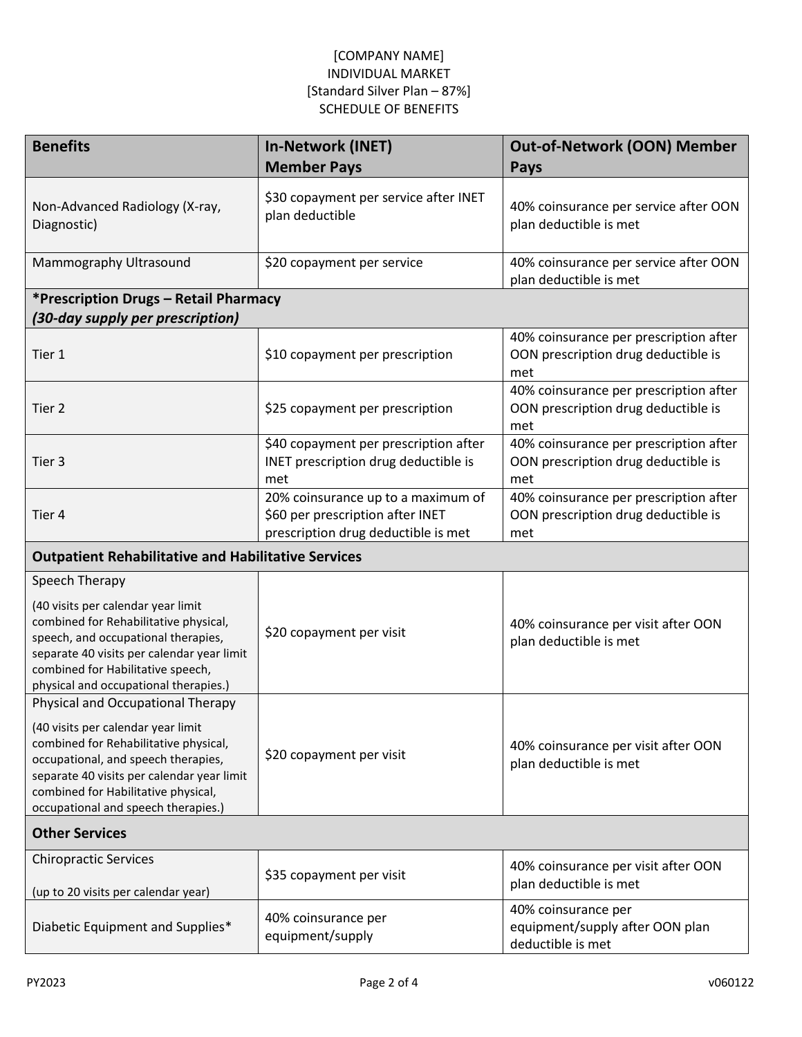[COMPANY NAME]
INDIVIDUAL MARKET
[Standard Silver Plan – 87%]
SCHEDULE OF BENEFITS

| Benefits | In-Network (INET) Member Pays | Out-of-Network (OON) Member Pays |
|---|---|---|
| Non-Advanced Radiology (X-ray, Diagnostic) | $30 copayment per service after INET plan deductible | 40% coinsurance per service after OON plan deductible is met |
| Mammography Ultrasound | $20 copayment per service | 40% coinsurance per service after OON plan deductible is met |
| ***Prescription Drugs – Retail Pharmacy** ***(30-day supply per prescription)*** | | |
| Tier 1 | $10 copayment per prescription | 40% coinsurance per prescription after OON prescription drug deductible is met |
| Tier 2 | $25 copayment per prescription | 40% coinsurance per prescription after OON prescription drug deductible is met |
| Tier 3 | $40 copayment per prescription after INET prescription drug deductible is met | 40% coinsurance per prescription after OON prescription drug deductible is met |
| Tier 4 | 20% coinsurance up to a maximum of $60 per prescription after INET prescription drug deductible is met | 40% coinsurance per prescription after OON prescription drug deductible is met |
| **Outpatient Rehabilitative and Habilitative Services** | | |
| Speech Therapy (40 visits per calendar year limit combined for Rehabilitative physical, speech, and occupational therapies, separate 40 visits per calendar year limit combined for Habilitative speech, physical and occupational therapies.) | $20 copayment per visit | 40% coinsurance per visit after OON plan deductible is met |
| Physical and Occupational Therapy (40 visits per calendar year limit combined for Rehabilitative physical, occupational, and speech therapies, separate 40 visits per calendar year limit combined for Habilitative physical, occupational and speech therapies.) | $20 copayment per visit | 40% coinsurance per visit after OON plan deductible is met |
| **Other Services** | | |
| Chiropractic Services (up to 20 visits per calendar year) | $35 copayment per visit | 40% coinsurance per visit after OON plan deductible is met |
| Diabetic Equipment and Supplies* | 40% coinsurance per equipment/supply | 40% coinsurance per equipment/supply after OON plan deductible is met |

PY2023 v060122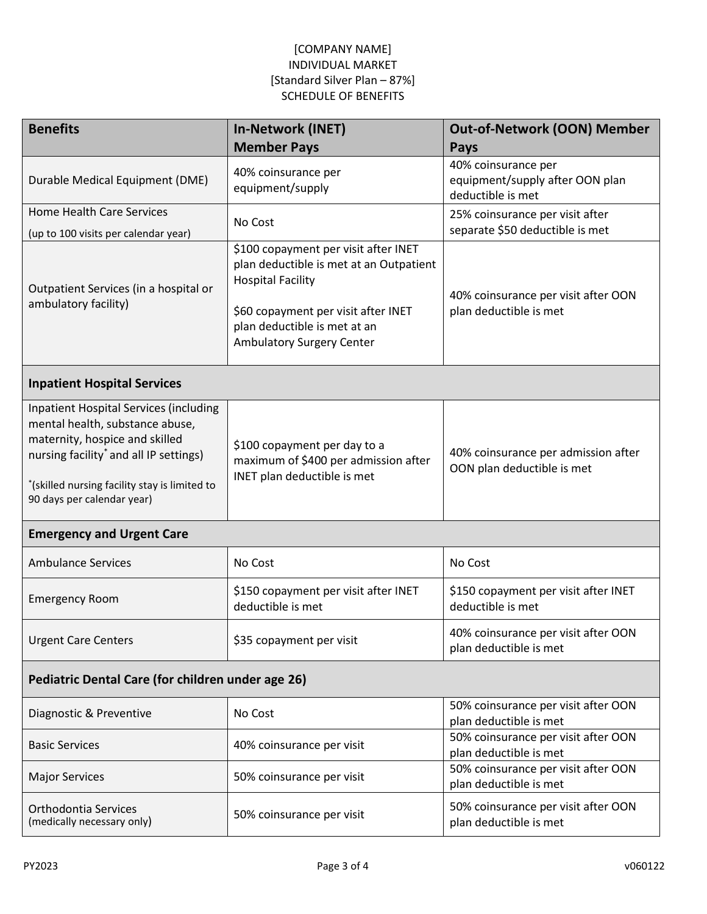[COMPANY NAME]
INDIVIDUAL MARKET
[Standard Silver Plan – 87%]
SCHEDULE OF BENEFITS

| Benefits | In-Network (INET) Member Pays | Out-of-Network (OON) Member Pays |
|---|---|---|
| Durable Medical Equipment (DME) | 40% coinsurance per equipment/supply | 40% coinsurance per equipment/supply after OON plan deductible is met |
| Home Health Care Services (up to 100 visits per calendar year) | No Cost | 25% coinsurance per visit after separate $50 deductible is met |
| Outpatient Services (in a hospital or ambulatory facility) | $100 copayment per visit after INET plan deductible is met at an Outpatient Hospital Facility<br><br>$60 copayment per visit after INET plan deductible is met at an Ambulatory Surgery Center | 40% coinsurance per visit after OON plan deductible is met |
| **Inpatient Hospital Services** | | |
| Inpatient Hospital Services (including mental health, substance abuse, maternity, hospice and skilled nursing facility* and all IP settings)<br><br>*(skilled nursing facility stay is limited to 90 days per calendar year) | $100 copayment per day to a maximum of $400 per admission after INET plan deductible is met | 40% coinsurance per admission after OON plan deductible is met |
| **Emergency and Urgent Care** | | |
| Ambulance Services | No Cost | No Cost |
| Emergency Room | $150 copayment per visit after INET deductible is met | $150 copayment per visit after INET deductible is met |
| Urgent Care Centers | $35 copayment per visit | 40% coinsurance per visit after OON plan deductible is met |
| **Pediatric Dental Care (for children under age 26)** | | |
| Diagnostic & Preventive | No Cost | 50% coinsurance per visit after OON plan deductible is met |
| Basic Services | 40% coinsurance per visit | 50% coinsurance per visit after OON plan deductible is met |
| Major Services | 50% coinsurance per visit | 50% coinsurance per visit after OON plan deductible is met |
| Orthodontia Services (medically necessary only) | 50% coinsurance per visit | 50% coinsurance per visit after OON plan deductible is met |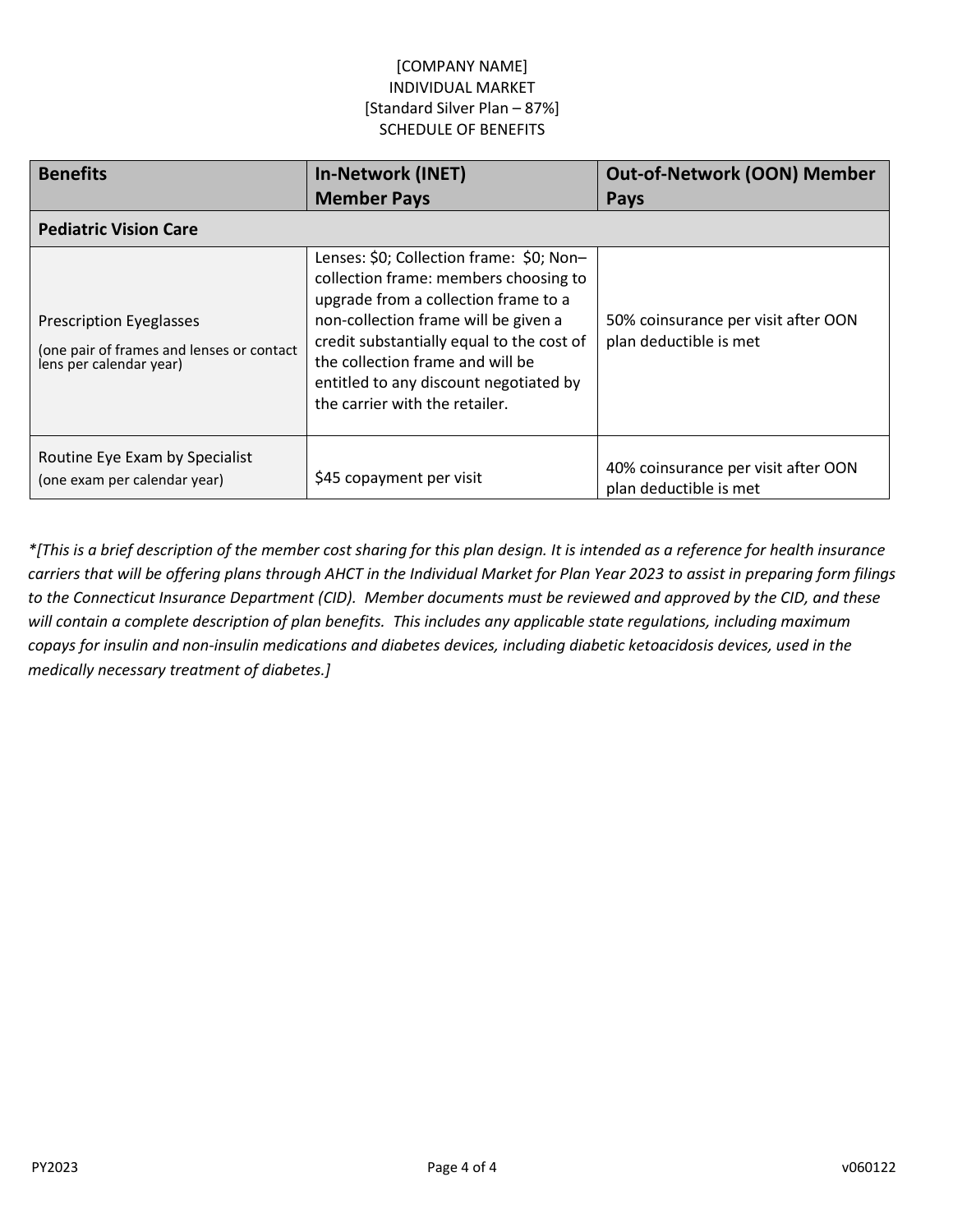[COMPANY NAME]
INDIVIDUAL MARKET
[Standard Silver Plan – 87%]
SCHEDULE OF BENEFITS

| Benefits | In-Network (INET) Member Pays | Out-of-Network (OON) Member Pays |
|---|---|---|
| **Pediatric Vision Care** | | |
| Prescription Eyeglasses (one pair of frames and lenses or contact lens per calendar year) | Lenses: $0; Collection frame: $0; Non–collection frame: members choosing to upgrade from a collection frame to a non-collection frame will be given a credit substantially equal to the cost of the collection frame and will be entitled to any discount negotiated by the carrier with the retailer. | 50% coinsurance per visit after OON plan deductible is met |
| Routine Eye Exam by Specialist (one exam per calendar year) | $45 copayment per visit | 40% coinsurance per visit after OON plan deductible is met |

*\*[This is a brief description of the member cost sharing for this plan design. It is intended as a reference for health insurance carriers that will be offering plans through AHCT in the Individual Market for Plan Year 2023 to assist in preparing form filings to the Connecticut Insurance Department (CID). Member documents must be reviewed and approved by the CID, and these will contain a complete description of plan benefits. This includes any applicable state regulations, including maximum copays for insulin and non-insulin medications and diabetes devices, including diabetic ketoacidosis devices, used in the medically necessary treatment of diabetes.]*